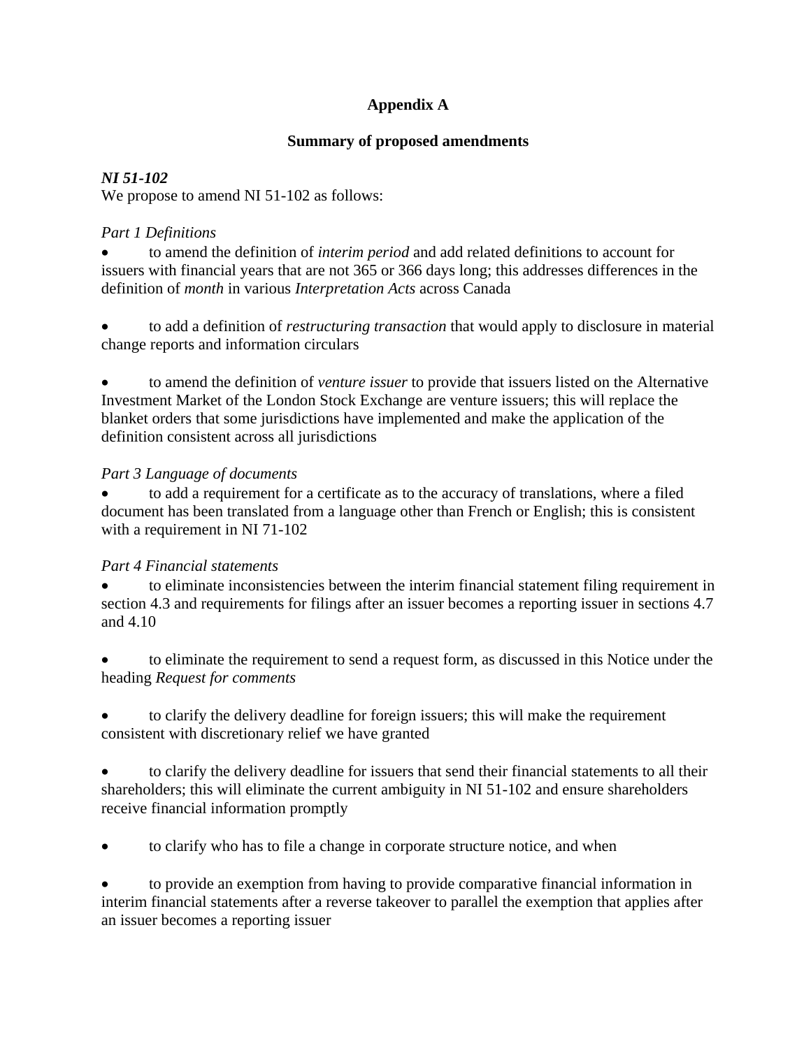# Appendix A

## Summary of proposed amendments

***NI 51-102***

We propose to amend NI 51-102 as follows:

*Part 1 Definitions*

- to amend the definition of *interim period* and add related definitions to account for issuers with financial years that are not 365 or 366 days long; this addresses differences in the definition of *month* in various *Interpretation Acts* across Canada

- to add a definition of *restructuring transaction* that would apply to disclosure in material change reports and information circulars

- to amend the definition of *venture issuer* to provide that issuers listed on the Alternative Investment Market of the London Stock Exchange are venture issuers; this will replace the blanket orders that some jurisdictions have implemented and make the application of the definition consistent across all jurisdictions

*Part 3 Language of documents*

- to add a requirement for a certificate as to the accuracy of translations, where a filed document has been translated from a language other than French or English; this is consistent with a requirement in NI 71-102

*Part 4 Financial statements*

- to eliminate inconsistencies between the interim financial statement filing requirement in section 4.3 and requirements for filings after an issuer becomes a reporting issuer in sections 4.7 and 4.10

- to eliminate the requirement to send a request form, as discussed in this Notice under the heading *Request for comments*

- to clarify the delivery deadline for foreign issuers; this will make the requirement consistent with discretionary relief we have granted

- to clarify the delivery deadline for issuers that send their financial statements to all their shareholders; this will eliminate the current ambiguity in NI 51-102 and ensure shareholders receive financial information promptly

- to clarify who has to file a change in corporate structure notice, and when

- to provide an exemption from having to provide comparative financial information in interim financial statements after a reverse takeover to parallel the exemption that applies after an issuer becomes a reporting issuer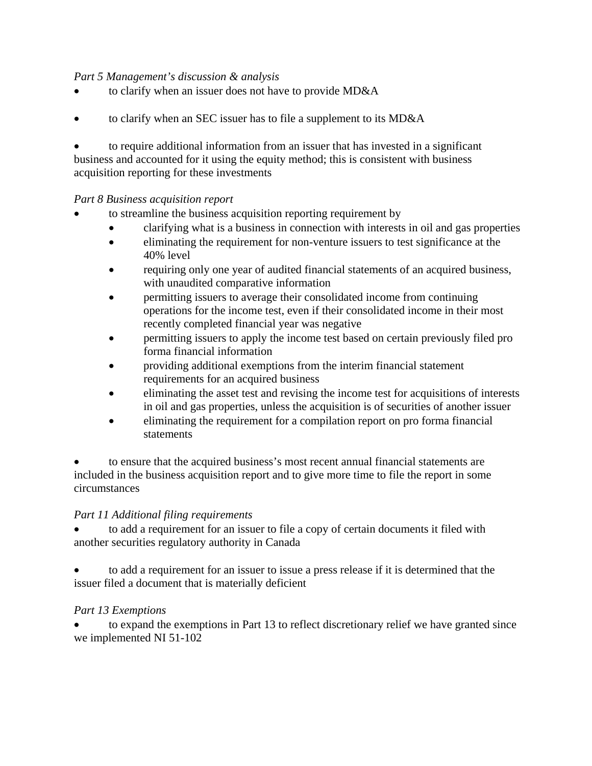*Part 5 Management's discussion & analysis*

- to clarify when an issuer does not have to provide MD&A

- to clarify when an SEC issuer has to file a supplement to its MD&A

- to require additional information from an issuer that has invested in a significant business and accounted for it using the equity method; this is consistent with business acquisition reporting for these investments

*Part 8 Business acquisition report*

- to streamline the business acquisition reporting requirement by
    - clarifying what is a business in connection with interests in oil and gas properties
    - eliminating the requirement for non-venture issuers to test significance at the 40% level
    - requiring only one year of audited financial statements of an acquired business, with unaudited comparative information
    - permitting issuers to average their consolidated income from continuing operations for the income test, even if their consolidated income in their most recently completed financial year was negative
    - permitting issuers to apply the income test based on certain previously filed pro forma financial information
    - providing additional exemptions from the interim financial statement requirements for an acquired business
    - eliminating the asset test and revising the income test for acquisitions of interests in oil and gas properties, unless the acquisition is of securities of another issuer
    - eliminating the requirement for a compilation report on pro forma financial statements

- to ensure that the acquired business's most recent annual financial statements are included in the business acquisition report and to give more time to file the report in some circumstances

*Part 11 Additional filing requirements*

- to add a requirement for an issuer to file a copy of certain documents it filed with another securities regulatory authority in Canada

- to add a requirement for an issuer to issue a press release if it is determined that the issuer filed a document that is materially deficient

*Part 13 Exemptions*

- to expand the exemptions in Part 13 to reflect discretionary relief we have granted since we implemented NI 51-102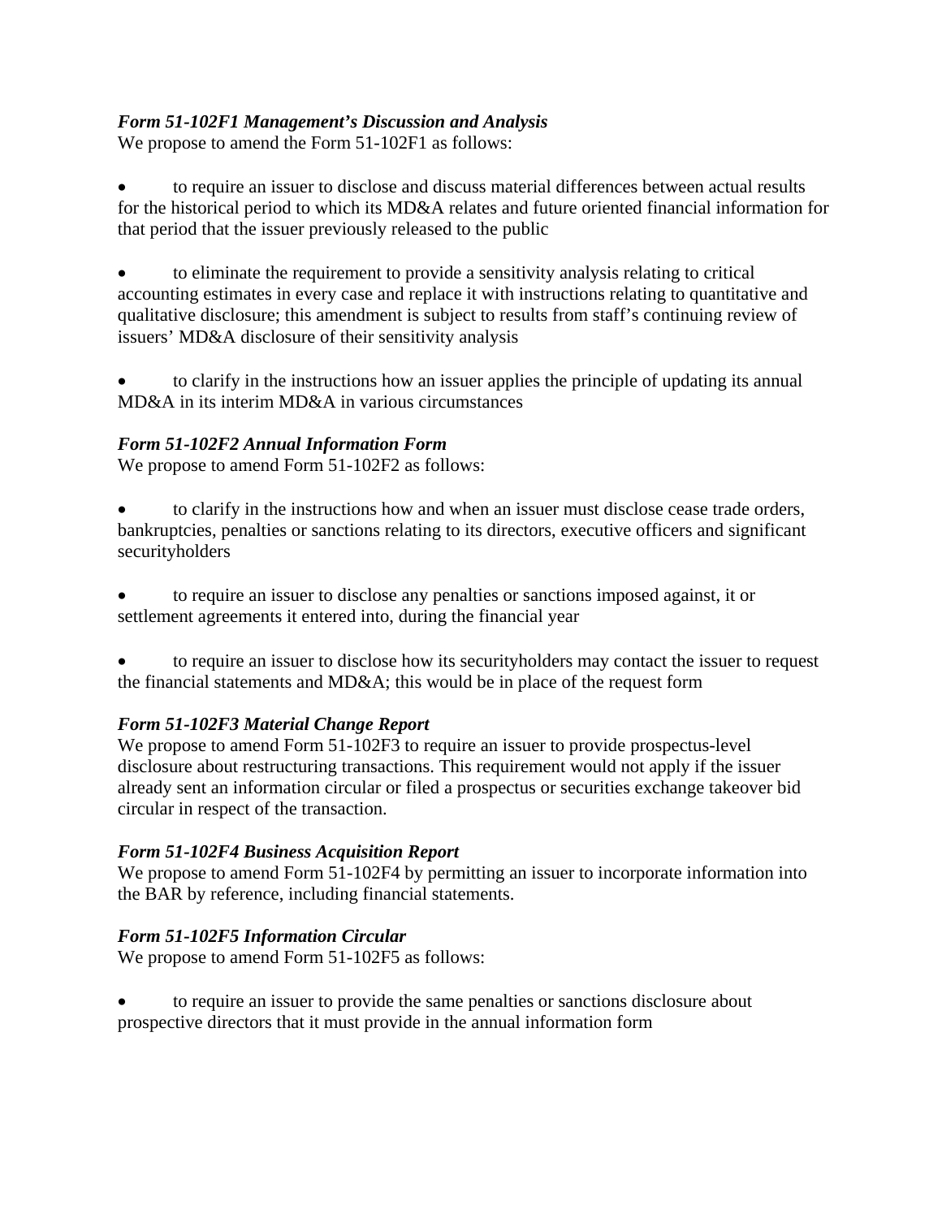***Form 51-102F1 Management's Discussion and Analysis***
We propose to amend the Form 51-102F1 as follows:

- to require an issuer to disclose and discuss material differences between actual results for the historical period to which its MD&A relates and future oriented financial information for that period that the issuer previously released to the public

- to eliminate the requirement to provide a sensitivity analysis relating to critical accounting estimates in every case and replace it with instructions relating to quantitative and qualitative disclosure; this amendment is subject to results from staff's continuing review of issuers' MD&A disclosure of their sensitivity analysis

- to clarify in the instructions how an issuer applies the principle of updating its annual MD&A in its interim MD&A in various circumstances

***Form 51-102F2 Annual Information Form***
We propose to amend Form 51-102F2 as follows:

- to clarify in the instructions how and when an issuer must disclose cease trade orders, bankruptcies, penalties or sanctions relating to its directors, executive officers and significant securityholders

- to require an issuer to disclose any penalties or sanctions imposed against, it or settlement agreements it entered into, during the financial year

- to require an issuer to disclose how its securityholders may contact the issuer to request the financial statements and MD&A; this would be in place of the request form

***Form 51-102F3 Material Change Report***
We propose to amend Form 51-102F3 to require an issuer to provide prospectus-level disclosure about restructuring transactions. This requirement would not apply if the issuer already sent an information circular or filed a prospectus or securities exchange takeover bid circular in respect of the transaction.

***Form 51-102F4 Business Acquisition Report***
We propose to amend Form 51-102F4 by permitting an issuer to incorporate information into the BAR by reference, including financial statements.

***Form 51-102F5 Information Circular***
We propose to amend Form 51-102F5 as follows:

- to require an issuer to provide the same penalties or sanctions disclosure about prospective directors that it must provide in the annual information form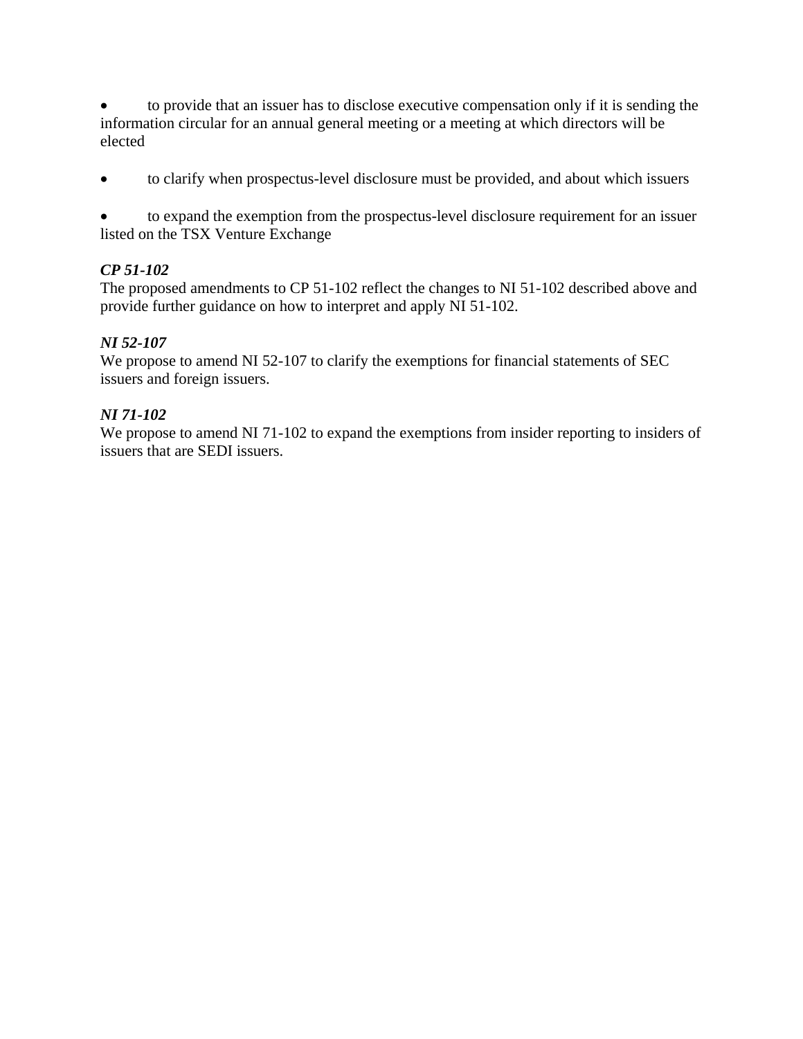- to provide that an issuer has to disclose executive compensation only if it is sending the information circular for an annual general meeting or a meeting at which directors will be elected

- to clarify when prospectus-level disclosure must be provided, and about which issuers

- to expand the exemption from the prospectus-level disclosure requirement for an issuer listed on the TSX Venture Exchange

***CP 51-102***
The proposed amendments to CP 51-102 reflect the changes to NI 51-102 described above and provide further guidance on how to interpret and apply NI 51-102.

***NI 52-107***
We propose to amend NI 52-107 to clarify the exemptions for financial statements of SEC issuers and foreign issuers.

***NI 71-102***
We propose to amend NI 71-102 to expand the exemptions from insider reporting to insiders of issuers that are SEDI issuers.